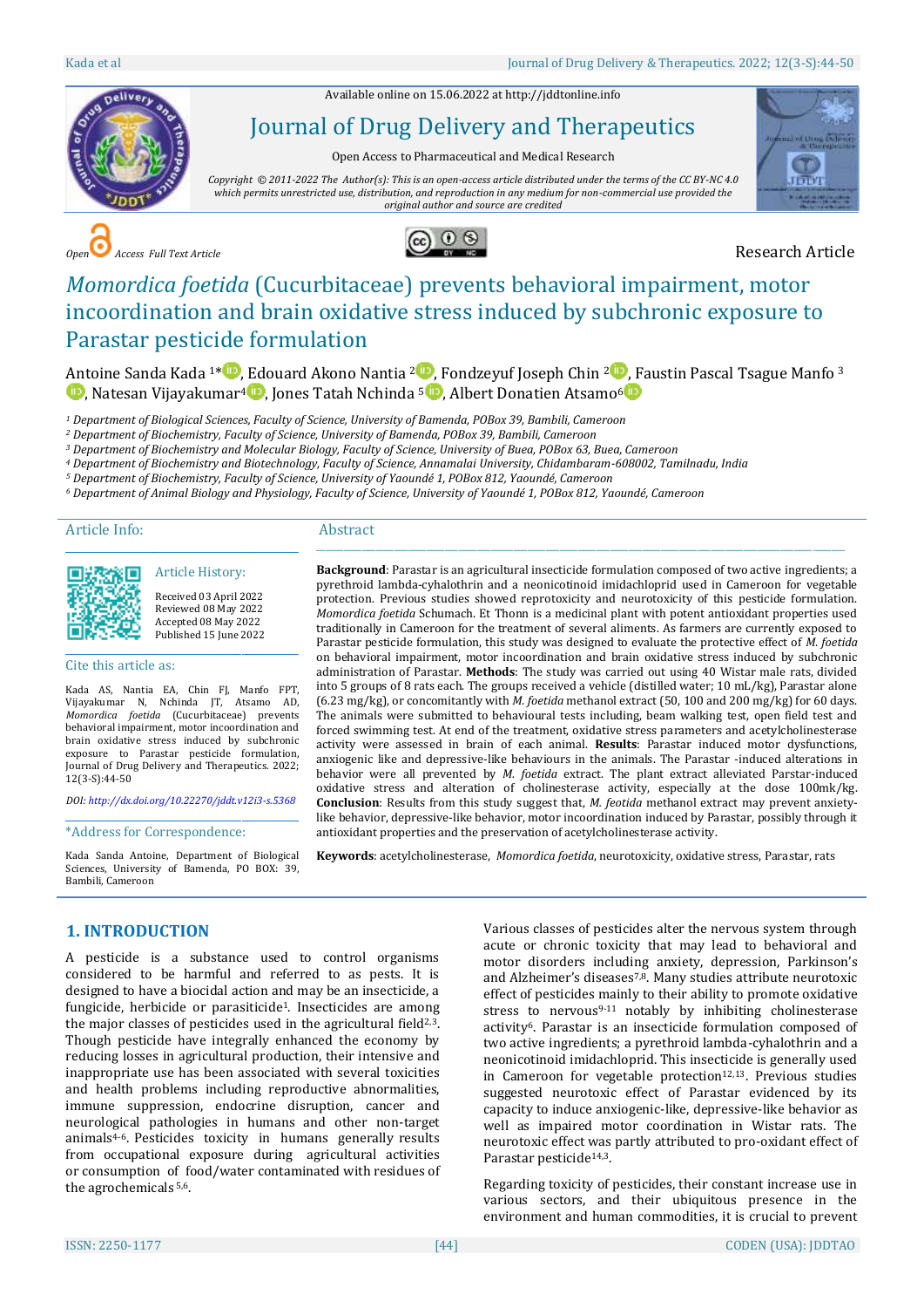Available online on 15.06.2022 at http://jddtonline.info

# Journal of Drug Delivery and Therapeutics

Open Access to Pharmaceutical and Medical Research

*Copyright © 2011-2022 The Author(s): This is an open-access article distributed under the terms of the CC BY-NC 4.0 which permits unrestricted use, distribution, and reproduction in any medium for non-commercial use provided the original author and source are credited*

*Open Access Full Text Article* Research Article

# *Momordica foetida* (Cucurbitaceae) prevents behavioral impairment, motor incoordination and brain oxidative stress induced by subchronic exposure to Parastar pesticide formulation

Antoine Sanda Kada [1]*, Edouard Akono Nantia [2], Fondzeyuf Joseph Chin [2], Faustin Pascal Tsague Manfo [3], Natesan Vijayakumar[4], Jones Tatah Nchinda [5], Albert Donatien Atsamo[6]

[1] *Department of Biological Sciences, Faculty of Science, University of Bamenda, POBox 39, Bambili, Cameroon*
[2] *Department of Biochemistry, Faculty of Science, University of Bamenda, POBox 39, Bambili, Cameroon*
[3] *Department of Biochemistry and Molecular Biology, Faculty of Science, University of Buea, POBox 63, Buea, Cameroon*
[4] *Department of Biochemistry and Biotechnology, Faculty of Science, Annamalai University, Chidambaram-608002, Tamilnadu, India*
[5] *Department of Biochemistry, Faculty of Science, University of Yaoundé 1, POBox 812, Yaoundé, Cameroon*
[6] *Department of Animal Biology and Physiology, Faculty of Science, University of Yaoundé 1, POBox 812, Yaoundé, Cameroon*

## Article Info:

Article History:

Received 03 April 2022
Reviewed 08 May 2022
Accepted 08 May 2022
Published 15 June 2022

Cite this article as:

Kada AS, Nantia EA, Chin FJ, Manfo FPT, Vijayakumar N, Nchinda JT, Atsamo AD, *Momordica foetida* (Cucurbitaceae) prevents behavioral impairment, motor incoordination and brain oxidative stress induced by subchronic exposure to Parastar pesticide formulation, Journal of Drug Delivery and Therapeutics. 2022; 12(3-S):44-50

*DOI: http://dx.doi.org/10.22270/jddt.v12i3-s.5368*

*Address for Correspondence:

Kada Sanda Antoine, Department of Biological Sciences, University of Bamenda, PO BOX: 39, Bambili, Cameroon

## Abstract

**Background**: Parastar is an agricultural insecticide formulation composed of two active ingredients; a pyrethroid lambda-cyhalothrin and a neonicotinoid imidachloprid used in Cameroon for vegetable protection. Previous studies showed reprotoxicity and neurotoxicity of this pesticide formulation. *Momordica foetida* Schumach. Et Thonn is a medicinal plant with potent antioxidant properties used traditionally in Cameroon for the treatment of several aliments. As farmers are currently exposed to Parastar pesticide formulation, this study was designed to evaluate the protective effect of *M. foetida* on behavioral impairment, motor incoordination and brain oxidative stress induced by subchronic administration of Parastar. **Methods**: The study was carried out using 40 Wistar male rats, divided into 5 groups of 8 rats each. The groups received a vehicle (distilled water; 10 mL/kg), Parastar alone (6.23 mg/kg), or concomitantly with *M. foetida* methanol extract (50, 100 and 200 mg/kg) for 60 days. The animals were submitted to behavioural tests including, beam walking test, open field test and forced swimming test. At end of the treatment, oxidative stress parameters and acetylcholinesterase activity were assessed in brain of each animal. **Results**: Parastar induced motor dysfunctions, anxiogenic like and depressive-like behaviours in the animals. The Parastar -induced alterations in behavior were all prevented by *M. foetida* extract. The plant extract alleviated Parstar-induced oxidative stress and alteration of cholinesterase activity, especially at the dose 100mk/kg. **Conclusion**: Results from this study suggest that, *M. feotida* methanol extract may prevent anxiety-like behavior, depressive-like behavior, motor incoordination induced by Parastar, possibly through it antioxidant properties and the preservation of acetylcholinesterase activity.

**Keywords**: acetylcholinesterase, *Momordica foetida*, neurotoxicity, oxidative stress, Parastar, rats

## 1. INTRODUCTION

A pesticide is a substance used to control organisms considered to be harmful and referred to as pests. It is designed to have a biocidal action and may be an insecticide, a fungicide, herbicide or parasiticide[1]. Insecticides are among the major classes of pesticides used in the agricultural field[2,3]. Though pesticide have integrally enhanced the economy by reducing losses in agricultural production, their intensive and inappropriate use has been associated with several toxicities and health problems including reproductive abnormalities, immune suppression, endocrine disruption, cancer and neurological pathologies in humans and other non-target animals[4-6]. Pesticides toxicity in humans generally results from occupational exposure during agricultural activities or consumption of food/water contaminated with residues of the agrochemicals [5,6].

Various classes of pesticides alter the nervous system through acute or chronic toxicity that may lead to behavioral and motor disorders including anxiety, depression, Parkinson's and Alzheimer's diseases[7,8]. Many studies attribute neurotoxic effect of pesticides mainly to their ability to promote oxidative stress to nervous[9-11] notably by inhibiting cholinesterase activity[6]. Parastar is an insecticide formulation composed of two active ingredients; a pyrethroid lambda-cyhalothrin and a neonicotinoid imidachloprid. This insecticide is generally used in Cameroon for vegetable protection[12,13]. Previous studies suggested neurotoxic effect of Parastar evidenced by its capacity to induce anxiogenic-like, depressive-like behavior as well as impaired motor coordination in Wistar rats. The neurotoxic effect was partly attributed to pro-oxidant effect of Parastar pesticide[14,3].

Regarding toxicity of pesticides, their constant increase use in various sectors, and their ubiquitous presence in the environment and human commodities, it is crucial to prevent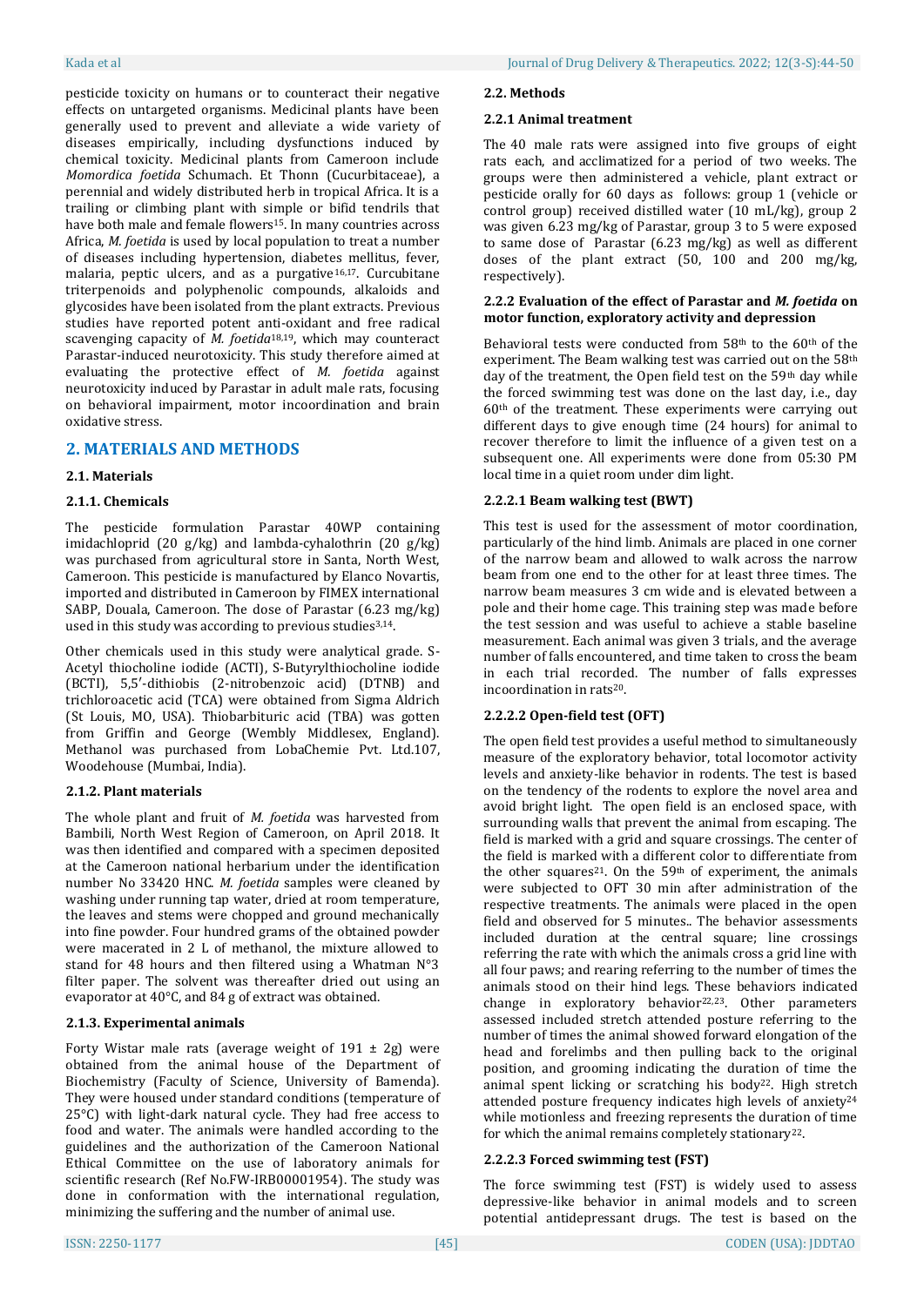pesticide toxicity on humans or to counteract their negative effects on untargeted organisms. Medicinal plants have been generally used to prevent and alleviate a wide variety of diseases empirically, including dysfunctions induced by chemical toxicity. Medicinal plants from Cameroon include *Momordica foetida* Schumach. Et Thonn (Cucurbitaceae), a perennial and widely distributed herb in tropical Africa. It is a trailing or climbing plant with simple or bifid tendrils that have both male and female flowers[15]. In many countries across Africa, *M. foetida* is used by local population to treat a number of diseases including hypertension, diabetes mellitus, fever, malaria, peptic ulcers, and as a purgative[16,17]. Curcubitane triterpenoids and polyphenolic compounds, alkaloids and glycosides have been isolated from the plant extracts. Previous studies have reported potent anti-oxidant and free radical scavenging capacity of *M. foetida*[18,19], which may counteract Parastar-induced neurotoxicity. This study therefore aimed at evaluating the protective effect of *M. foetida* against neurotoxicity induced by Parastar in adult male rats, focusing on behavioral impairment, motor incoordination and brain oxidative stress.

## 2. MATERIALS AND METHODS

### 2.1. Materials

#### 2.1.1. Chemicals

The pesticide formulation Parastar 40WP containing imidacloprid (20 g/kg) and lambda-cyhalothrin (20 g/kg) was purchased from agricultural store in Santa, North West, Cameroon. This pesticide is manufactured by Elanco Novartis, imported and distributed in Cameroon by FIMEX international SABP, Douala, Cameroon. The dose of Parastar (6.23 mg/kg) used in this study was according to previous studies[3,14].

Other chemicals used in this study were analytical grade. S-Acetyl thiocholine iodide (ACTI), S-Butyrylthiocholine iodide (BCTI), 5,5′-dithiobis (2-nitrobenzoic acid) (DTNB) and trichloroacetic acid (TCA) were obtained from Sigma Aldrich (St Louis, MO, USA). Thiobarbituric acid (TBA) was gotten from Griffin and George (Wembly Middlesex, England). Methanol was purchased from LobaChemie Pvt. Ltd.107, Woodehouse (Mumbai, India).

#### 2.1.2. Plant materials

The whole plant and fruit of *M. foetida* was harvested from Bambili, North West Region of Cameroon, on April 2018. It was then identified and compared with a specimen deposited at the Cameroon national herbarium under the identification number No 33420 HNC. *M. foetida* samples were cleaned by washing under running tap water, dried at room temperature, the leaves and stems were chopped and ground mechanically into fine powder. Four hundred grams of the obtained powder were macerated in 2 L of methanol, the mixture allowed to stand for 48 hours and then filtered using a Whatman N°3 filter paper. The solvent was thereafter dried out using an evaporator at 40°C, and 84 g of extract was obtained.

#### 2.1.3. Experimental animals

Forty Wistar male rats (average weight of 191 ± 2g) were obtained from the animal house of the Department of Biochemistry (Faculty of Science, University of Bamenda). They were housed under standard conditions (temperature of 25°C) with light-dark natural cycle. They had free access to food and water. The animals were handled according to the guidelines and the authorization of the Cameroon National Ethical Committee on the use of laboratory animals for scientific research (Ref No.FW-IRB00001954). The study was done in conformation with the international regulation, minimizing the suffering and the number of animal use.

### 2.2. Methods

#### 2.2.1 Animal treatment

The 40 male rats were assigned into five groups of eight rats each, and acclimatized for a period of two weeks. The groups were then administered a vehicle, plant extract or pesticide orally for 60 days as follows: group 1 (vehicle or control group) received distilled water (10 mL/kg), group 2 was given 6.23 mg/kg of Parastar, group 3 to 5 were exposed to same dose of Parastar (6.23 mg/kg) as well as different doses of the plant extract (50, 100 and 200 mg/kg, respectively).

#### 2.2.2 Evaluation of the effect of Parastar and *M. foetida* on motor function, exploratory activity and depression

Behavioral tests were conducted from 58th to the 60th of the experiment. The Beam walking test was carried out on the 58th day of the treatment, the Open field test on the 59th day while the forced swimming test was done on the last day, i.e., day 60th of the treatment. These experiments were carrying out different days to give enough time (24 hours) for animal to recover therefore to limit the influence of a given test on a subsequent one. All experiments were done from 05:30 PM local time in a quiet room under dim light.

##### 2.2.2.1 Beam walking test (BWT)

This test is used for the assessment of motor coordination, particularly of the hind limb. Animals are placed in one corner of the narrow beam and allowed to walk across the narrow beam from one end to the other for at least three times. The narrow beam measures 3 cm wide and is elevated between a pole and their home cage. This training step was made before the test session and was useful to achieve a stable baseline measurement. Each animal was given 3 trials, and the average number of falls encountered, and time taken to cross the beam in each trial recorded. The number of falls expresses incoordination in rats[20].

##### 2.2.2.2 Open-field test (OFT)

The open field test provides a useful method to simultaneously measure of the exploratory behavior, total locomotor activity levels and anxiety-like behavior in rodents. The test is based on the tendency of the rodents to explore the novel area and avoid bright light. The open field is an enclosed space, with surrounding walls that prevent the animal from escaping. The field is marked with a grid and square crossings. The center of the field is marked with a different color to differentiate from the other squares[21]. On the 59th of experiment, the animals were subjected to OFT 30 min after administration of the respective treatments. The animals were placed in the open field and observed for 5 minutes.. The behavior assessments included duration at the central square; line crossings referring the rate with which the animals cross a grid line with all four paws; and rearing referring to the number of times the animals stood on their hind legs. These behaviors indicated change in exploratory behavior[22,23]. Other parameters assessed included stretch attended posture referring to the number of times the animal showed forward elongation of the head and forelimbs and then pulling back to the original position, and grooming indicating the duration of time the animal spent licking or scratching his body[22]. High stretch attended posture frequency indicates high levels of anxiety[24] while motionless and freezing represents the duration of time for which the animal remains completely stationary[22].

##### 2.2.2.3 Forced swimming test (FST)

The force swimming test (FST) is widely used to assess depressive-like behavior in animal models and to screen potential antidepressant drugs. The test is based on the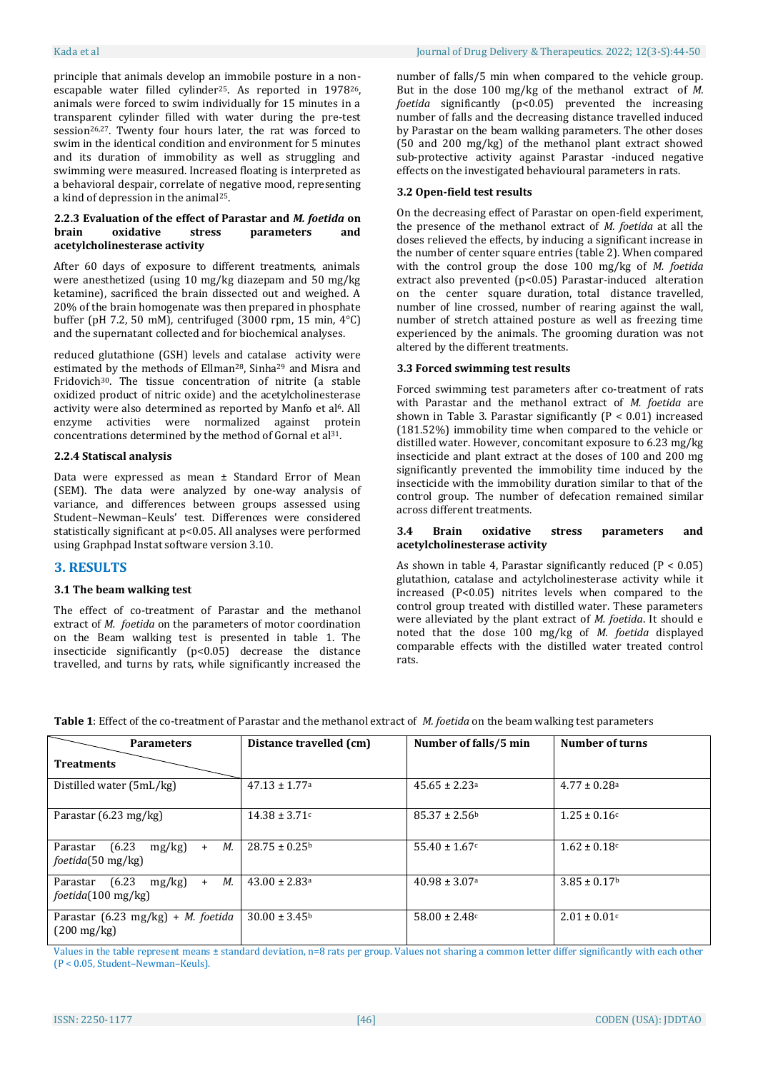principle that animals develop an immobile posture in a non-escapable water filled cylinder[25]. As reported in 1978[26], animals were forced to swim individually for 15 minutes in a transparent cylinder filled with water during the pre-test session[26,27]. Twenty four hours later, the rat was forced to swim in the identical condition and environment for 5 minutes and its duration of immobility as well as struggling and swimming were measured. Increased floating is interpreted as a behavioral despair, correlate of negative mood, representing a kind of depression in the animal[25].

#### 2.2.3 Evaluation of the effect of Parastar and *M. foetida* on brain oxidative stress parameters and acetylcholinesterase activity

After 60 days of exposure to different treatments, animals were anesthetized (using 10 mg/kg diazepam and 50 mg/kg ketamine), sacrificed the brain dissected out and weighed. A 20% of the brain homogenate was then prepared in phosphate buffer (pH 7.2, 50 mM), centrifuged (3000 rpm, 15 min, 4°C) and the supernatant collected and for biochemical analyses.

reduced glutathione (GSH) levels and catalase activity were estimated by the methods of Ellman[28], Sinha[29] and Misra and Fridovich[30]. The tissue concentration of nitrite (a stable oxidized product of nitric oxide) and the acetylcholinesterase activity were also determined as reported by Manfo et al[6]. All enzyme activities were normalized against protein concentrations determined by the method of Gornal et al[31].

#### 2.2.4 Statiscal analysis

Data were expressed as mean ± Standard Error of Mean (SEM). The data were analyzed by one-way analysis of variance, and differences between groups assessed using Student–Newman–Keuls' test. Differences were considered statistically significant at p<0.05. All analyses were performed using Graphpad Instat software version 3.10.

## 3. RESULTS

### 3.1 The beam walking test

The effect of co-treatment of Parastar and the methanol extract of *M. foetida* on the parameters of motor coordination on the Beam walking test is presented in table 1. The insecticide significantly (p<0.05) decrease the distance travelled, and turns by rats, while significantly increased the number of falls/5 min when compared to the vehicle group. But in the dose 100 mg/kg of the methanol extract of *M. foetida* significantly (p<0.05) prevented the increasing number of falls and the decreasing distance travelled induced by Parastar on the beam walking parameters. The other doses (50 and 200 mg/kg) of the methanol plant extract showed sub-protective activity against Parastar -induced negative effects on the investigated behavioural parameters in rats.

### 3.2 Open-field test results

On the decreasing effect of Parastar on open-field experiment, the presence of the methanol extract of *M. foetida* at all the doses relieved the effects, by inducing a significant increase in the number of center square entries (table 2). When compared with the control group the dose 100 mg/kg of *M. foetida* extract also prevented (p<0.05) Parastar-induced alteration on the center square duration, total distance travelled, number of line crossed, number of rearing against the wall, number of stretch attained posture as well as freezing time experienced by the animals. The grooming duration was not altered by the different treatments.

### 3.3 Forced swimming test results

Forced swimming test parameters after co-treatment of rats with Parastar and the methanol extract of *M. foetida* are shown in Table 3. Parastar significantly (P < 0.01) increased (181.52%) immobility time when compared to the vehicle or distilled water. However, concomitant exposure to 6.23 mg/kg insecticide and plant extract at the doses of 100 and 200 mg significantly prevented the immobility time induced by the insecticide with the immobility duration similar to that of the control group. The number of defecation remained similar across different treatments.

### 3.4 Brain oxidative stress parameters and acetylcholinesterase activity

As shown in table 4, Parastar significantly reduced (P < 0.05) glutathion, catalase and actylcholinesterase activity while it increased (P<0.05) nitrites levels when compared to the control group treated with distilled water. These parameters were alleviated by the plant extract of *M. foetida*. It should e noted that the dose 100 mg/kg of *M. foetida* displayed comparable effects with the distilled water treated control rats.

**Table 1**: Effect of the co-treatment of Parastar and the methanol extract of *M. foetida* on the beam walking test parameters

| Parameters / Treatments | Distance travelled (cm) | Number of falls/5 min | Number of turns |
|---|---|---|---|
| Distilled water (5mL/kg) | 47.13 ± 1.77[a] | 45.65 ± 2.23[a] | 4.77 ± 0.28[a] |
| Parastar (6.23 mg/kg) | 14.38 ± 3.71[c] | 85.37 ± 2.56[b] | 1.25 ± 0.16[c] |
| Parastar (6.23 mg/kg) + *M. foetida*(50 mg/kg) | 28.75 ± 0.25[b] | 55.40 ± 1.67[c] | 1.62 ± 0.18[c] |
| Parastar (6.23 mg/kg) + *M. foetida*(100 mg/kg) | 43.00 ± 2.83[a] | 40.98 ± 3.07[a] | 3.85 ± 0.17[b] |
| Parastar (6.23 mg/kg) + *M. foetida* (200 mg/kg) | 30.00 ± 3.45[b] | 58.00 ± 2.48[c] | 2.01 ± 0.01[c] |

Values in the table represent means ± standard deviation, n=8 rats per group. Values not sharing a common letter differ significantly with each other (P < 0.05, Student–Newman–Keuls).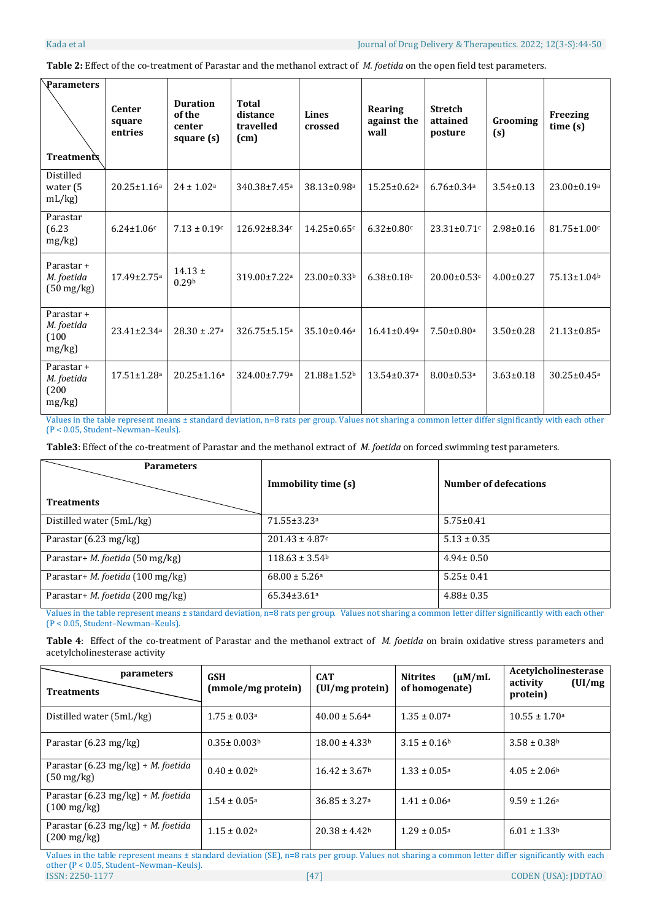**Table 2:** Effect of the co-treatment of Parastar and the methanol extract of *M. foetida* on the open field test parameters.

| Treatments \ Parameters | Center square entries | Duration of the center square (s) | Total distance travelled (cm) | Lines crossed | Rearing against the wall | Stretch attained posture | Grooming (s) | Freezing time (s) |
|---|---|---|---|---|---|---|---|---|
| Distilled water (5 mL/kg) | 20.25±1.16[a] | 24 ± 1.02[a] | 340.38±7.45[a] | 38.13±0.98[a] | 15.25±0.62[a] | 6.76±0.34[a] | 3.54±0.13 | 23.00±0.19[a] |
| Parastar (6.23 mg/kg) | 6.24±1.06[c] | 7.13 ± 0.19[c] | 126.92±8.34[c] | 14.25±0.65[c] | 6.32±0.80[c] | 23.31±0.71[c] | 2.98±0.16 | 81.75±1.00[c] |
| Parastar + *M. foetida* (50 mg/kg) | 17.49±2.75[a] | 14.13 ± 0.29[b] | 319.00±7.22[a] | 23.00±0.33[b] | 6.38±0.18[c] | 20.00±0.53[c] | 4.00±0.27 | 75.13±1.04[b] |
| Parastar + *M. foetida* (100 mg/kg) | 23.41±2.34[a] | 28.30 ± .27[a] | 326.75±5.15[a] | 35.10±0.46[a] | 16.41±0.49[a] | 7.50±0.80[a] | 3.50±0.28 | 21.13±0.85[a] |
| Parastar + *M. foetida* (200 mg/kg) | 17.51±1.28[a] | 20.25±1.16[a] | 324.00±7.79[a] | 21.88±1.52[b] | 13.54±0.37[a] | 8.00±0.53[a] | 3.63±0.18 | 30.25±0.45[a] |

Values in the table represent means ± standard deviation, n=8 rats per group. Values not sharing a common letter differ significantly with each other ($P < 0.05$, Student–Newman–Keuls).

**Table3**: Effect of the co-treatment of Parastar and the methanol extract of *M. foetida* on forced swimming test parameters.

| Treatments \ Parameters | Immobility time (s) | Number of defecations |
|---|---|---|
| Distilled water (5mL/kg) | 71.55±3.23[a] | 5.75±0.41 |
| Parastar (6.23 mg/kg) | 201.43 ± 4.87[c] | 5.13 ± 0.35 |
| Parastar+ *M. foetida* (50 mg/kg) | 118.63 ± 3.54[b] | 4.94± 0.50 |
| Parastar+ *M. foetida* (100 mg/kg) | 68.00 ± 5.26[a] | 5.25± 0.41 |
| Parastar+ *M. foetida* (200 mg/kg) | 65.34±3.61[a] | 4.88± 0.35 |

Values in the table represent means ± standard deviation, n=8 rats per group. Values not sharing a common letter differ significantly with each other ($P < 0.05$, Student–Newman–Keuls).

**Table 4**: Effect of the co-treatment of Parastar and the methanol extract of *M. foetida* on brain oxidative stress parameters and acetylcholinesterase activity

| Treatments \ parameters | GSH (mmole/mg protein) | CAT (UI/mg protein) | Nitrites (µM/mL of homogenate) | Acetylcholinesterase activity (UI/mg protein) |
|---|---|---|---|---|
| Distilled water (5mL/kg) | 1.75 ± 0.03[a] | 40.00 ± 5.64[a] | 1.35 ± 0.07[a] | 10.55 ± 1.70[a] |
| Parastar (6.23 mg/kg) | 0.35± 0.003[b] | 18.00 ± 4.33[b] | 3.15 ± 0.16[b] | 3.58 ± 0.38[b] |
| Parastar (6.23 mg/kg) + *M. foetida* (50 mg/kg) | 0.40 ± 0.02[b] | 16.42 ± 3.67[b] | 1.33 ± 0.05[a] | 4.05 ± 2.06[b] |
| Parastar (6.23 mg/kg) + *M. foetida* (100 mg/kg) | 1.54 ± 0.05[a] | 36.85 ± 3.27[a] | 1.41 ± 0.06[a] | 9.59 ± 1.26[a] |
| Parastar (6.23 mg/kg) + *M. foetida* (200 mg/kg) | 1.15 ± 0.02[a] | 20.38 ± 4.42[b] | 1.29 ± 0.05[a] | 6.01 ± 1.33[b] |

Values in the table represent means ± standard deviation (SE), n=8 rats per group. Values not sharing a common letter differ significantly with each other ($P < 0.05$, Student–Newman–Keuls).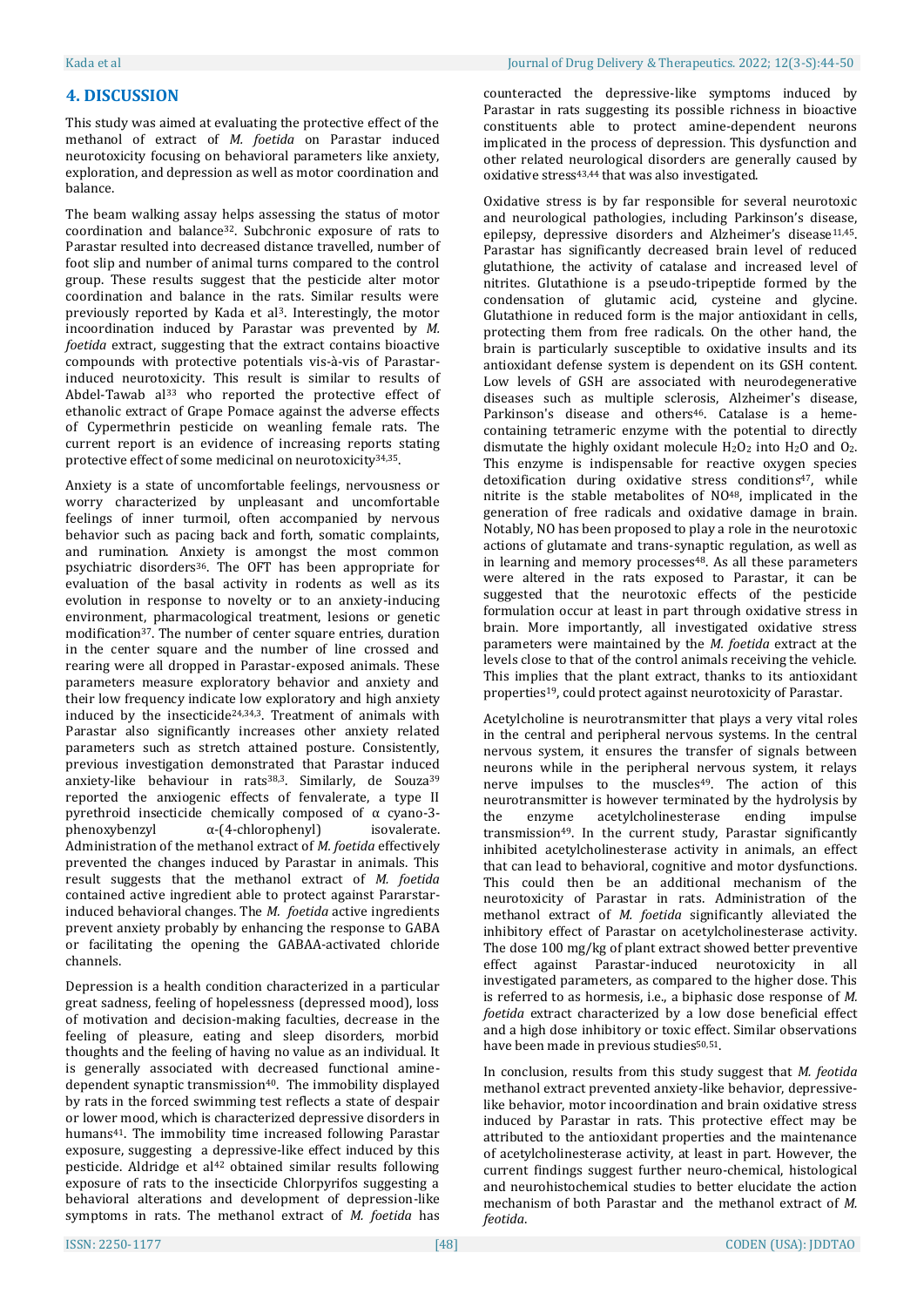## 4. DISCUSSION

This study was aimed at evaluating the protective effect of the methanol of extract of *M. foetida* on Parastar induced neurotoxicity focusing on behavioral parameters like anxiety, exploration, and depression as well as motor coordination and balance.

The beam walking assay helps assessing the status of motor coordination and balance[32]. Subchronic exposure of rats to Parastar resulted into decreased distance travelled, number of foot slip and number of animal turns compared to the control group. These results suggest that the pesticide alter motor coordination and balance in the rats. Similar results were previously reported by Kada et al[3]. Interestingly, the motor incoordination induced by Parastar was prevented by *M. foetida* extract, suggesting that the extract contains bioactive compounds with protective potentials vis-à-vis of Parastar-induced neurotoxicity. This result is similar to results of Abdel-Tawab al[33] who reported the protective effect of ethanolic extract of Grape Pomace against the adverse effects of Cypermethrin pesticide on weanling female rats. The current report is an evidence of increasing reports stating protective effect of some medicinal on neurotoxicity[34,35].

Anxiety is a state of uncomfortable feelings, nervousness or worry characterized by unpleasant and uncomfortable feelings of inner turmoil, often accompanied by nervous behavior such as pacing back and forth, somatic complaints, and rumination. Anxiety is amongst the most common psychiatric disorders[36]. The OFT has been appropriate for evaluation of the basal activity in rodents as well as its evolution in response to novelty or to an anxiety-inducing environment, pharmacological treatment, lesions or genetic modification[37]. The number of center square entries, duration in the center square and the number of line crossed and rearing were all dropped in Parastar-exposed animals. These parameters measure exploratory behavior and anxiety and their low frequency indicate low exploratory and high anxiety induced by the insecticide[24,34,3]. Treatment of animals with Parastar also significantly increases other anxiety related parameters such as stretch attained posture. Consistently, previous investigation demonstrated that Parastar induced anxiety-like behaviour in rats[38,3]. Similarly, de Souza[39] reported the anxiogenic effects of fenvalerate, a type II pyrethroid insecticide chemically composed of α cyano-3-phenoxybenzyl α-(4-chlorophenyl) isovalerate. Administration of the methanol extract of *M. foetida* effectively prevented the changes induced by Parastar in animals. This result suggests that the methanol extract of *M. foetida* contained active ingredient able to protect against Pararstar-induced behavioral changes. The *M. foetida* active ingredients prevent anxiety probably by enhancing the response to GABA or facilitating the opening the GABAA-activated chloride channels.

Depression is a health condition characterized in a particular great sadness, feeling of hopelessness (depressed mood), loss of motivation and decision-making faculties, decrease in the feeling of pleasure, eating and sleep disorders, morbid thoughts and the feeling of having no value as an individual. It is generally associated with decreased functional amine-dependent synaptic transmission[40]. The immobility displayed by rats in the forced swimming test reflects a state of despair or lower mood, which is characterized depressive disorders in humans[41]. The immobility time increased following Parastar exposure, suggesting a depressive-like effect induced by this pesticide. Aldridge et al[42] obtained similar results following exposure of rats to the insecticide Chlorpyrifos suggesting a behavioral alterations and development of depression-like symptoms in rats. The methanol extract of *M. foetida* has counteracted the depressive-like symptoms induced by Parastar in rats suggesting its possible richness in bioactive constituents able to protect amine-dependent neurons implicated in the process of depression. This dysfunction and other related neurological disorders are generally caused by oxidative stress[43,44] that was also investigated.

Oxidative stress is by far responsible for several neurotoxic and neurological pathologies, including Parkinson's disease, epilepsy, depressive disorders and Alzheimer's disease[11,45]. Parastar has significantly decreased brain level of reduced glutathione, the activity of catalase and increased level of nitrites. Glutathione is a pseudo-tripeptide formed by the condensation of glutamic acid, cysteine and glycine. Glutathione in reduced form is the major antioxidant in cells, protecting them from free radicals. On the other hand, the brain is particularly susceptible to oxidative insults and its antioxidant defense system is dependent on its GSH content. Low levels of GSH are associated with neurodegenerative diseases such as multiple sclerosis, Alzheimer's disease, Parkinson's disease and others[46]. Catalase is a heme-containing tetrameric enzyme with the potential to directly dismutate the highly oxidant molecule $H_2O_2$ into $H_2O$ and $O_2$. This enzyme is indispensable for reactive oxygen species detoxification during oxidative stress conditions[47], while nitrite is the stable metabolites of NO[48], implicated in the generation of free radicals and oxidative damage in brain. Notably, NO has been proposed to play a role in the neurotoxic actions of glutamate and trans-synaptic regulation, as well as in learning and memory processes[48]. As all these parameters were altered in the rats exposed to Parastar, it can be suggested that the neurotoxic effects of the pesticide formulation occur at least in part through oxidative stress in brain. More importantly, all investigated oxidative stress parameters were maintained by the *M. foetida* extract at the levels close to that of the control animals receiving the vehicle. This implies that the plant extract, thanks to its antioxidant properties[19], could protect against neurotoxicity of Parastar.

Acetylcholine is neurotransmitter that plays a very vital roles in the central and peripheral nervous systems. In the central nervous system, it ensures the transfer of signals between neurons while in the peripheral nervous system, it relays nerve impulses to the muscles[49]. The action of this neurotransmitter is however terminated by the hydrolysis by the enzyme acetylcholinesterase ending impulse transmission[49]. In the current study, Parastar significantly inhibited acetylcholinesterase activity in animals, an effect that can lead to behavioral, cognitive and motor dysfunctions. This could then be an additional mechanism of the neurotoxicity of Parastar in rats. Administration of the methanol extract of *M. foetida* significantly alleviated the inhibitory effect of Parastar on acetylcholinesterase activity. The dose 100 mg/kg of plant extract showed better preventive effect against Parastar-induced neurotoxicity in all investigated parameters, as compared to the higher dose. This is referred to as hormesis, i.e., a biphasic dose response of *M. foetida* extract characterized by a low dose beneficial effect and a high dose inhibitory or toxic effect. Similar observations have been made in previous studies[50,51].

In conclusion, results from this study suggest that *M. feotida* methanol extract prevented anxiety-like behavior, depressive-like behavior, motor incoordination and brain oxidative stress induced by Parastar in rats. This protective effect may be attributed to the antioxidant properties and the maintenance of acetylcholinesterase activity, at least in part. However, the current findings suggest further neuro-chemical, histological and neurohistochemical studies to better elucidate the action mechanism of both Parastar and the methanol extract of *M. feotida*.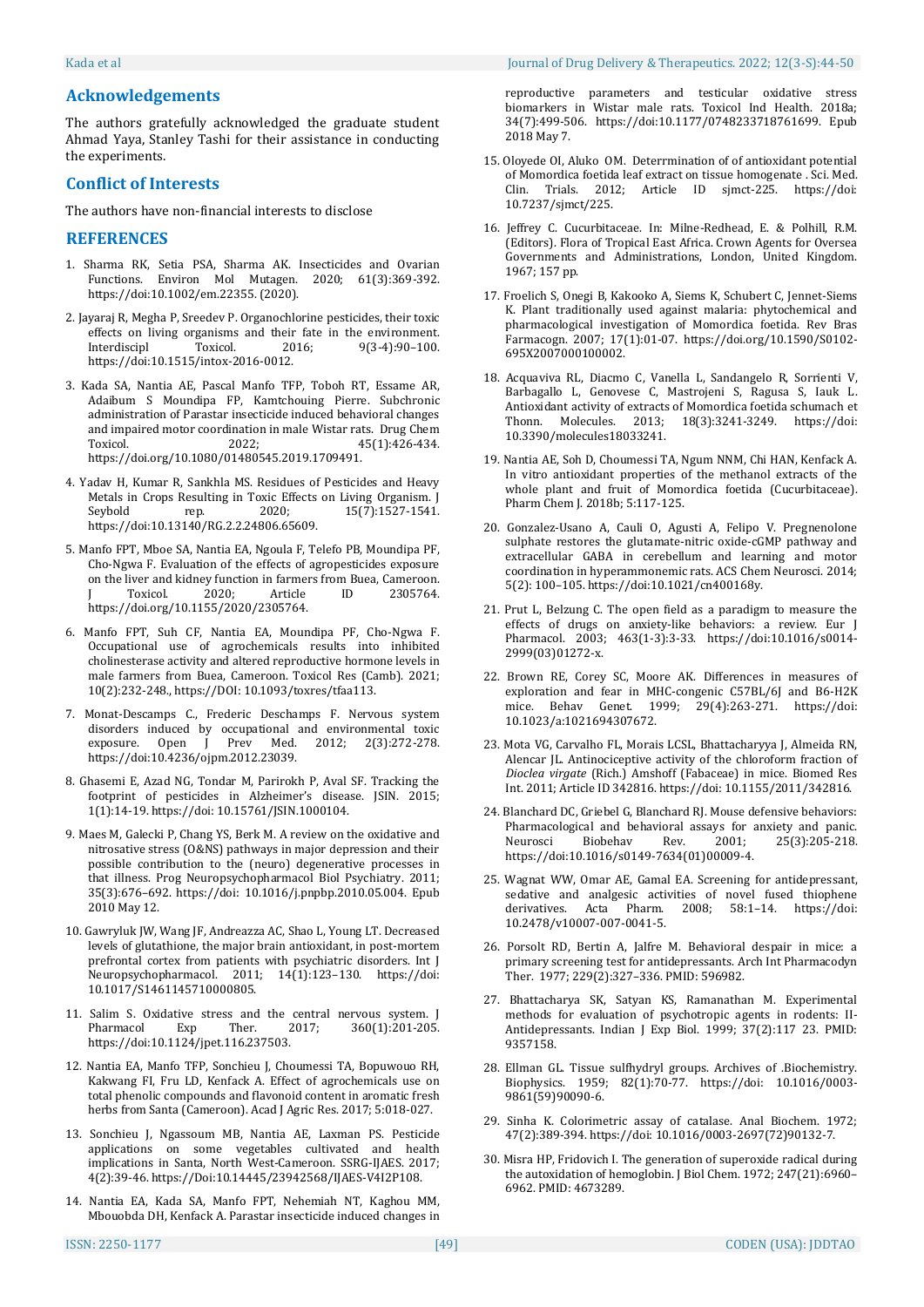## Acknowledgements

The authors gratefully acknowledged the graduate student Ahmad Yaya, Stanley Tashi for their assistance in conducting the experiments.

## Conflict of Interests

The authors have non-financial interests to disclose

## REFERENCES

1. Sharma RK, Setia PSA, Sharma AK. Insecticides and Ovarian Functions. Environ Mol Mutagen. 2020; 61(3):369-392. https://doi:10.1002/em.22355. (2020).

2. Jayaraj R, Megha P, Sreedev P. Organochlorine pesticides, their toxic effects on living organisms and their fate in the environment. Interdiscipl Toxicol. 2016; 9(3-4):90–100. https://doi:10.1515/intox-2016-0012.

3. Kada SA, Nantia AE, Pascal Manfo TFP, Toboh RT, Essame AR, Adaibum S Moundipa FP, Kamtchouing Pierre. Subchronic administration of Parastar insecticide induced behavioral changes and impaired motor coordination in male Wistar rats. Drug Chem Toxicol. 2022; 45(1):426-434. https://doi.org/10.1080/01480545.2019.1709491.

4. Yadav H, Kumar R, Sankhla MS. Residues of Pesticides and Heavy Metals in Crops Resulting in Toxic Effects on Living Organism. J Seybold rep. 2020; 15(7):1527-1541. https://doi:10.13140/RG.2.2.24806.65609.

5. Manfo FPT, Mboe SA, Nantia EA, Ngoula F, Telefo PB, Moundipa PF, Cho-Ngwa F. Evaluation of the effects of agropesticides exposure on the liver and kidney function in farmers from Buea, Cameroon. J Toxicol. 2020; Article ID 2305764. https://doi.org/10.1155/2020/2305764.

6. Manfo FPT, Suh CF, Nantia EA, Moundipa PF, Cho-Ngwa F. Occupational use of agrochemicals results into inhibited cholinesterase activity and altered reproductive hormone levels in male farmers from Buea, Cameroon. Toxicol Res (Camb). 2021; 10(2):232-248., https://DOI: 10.1093/toxres/tfaa113.

7. Monat-Descamps C., Frederic Deschamps F. Nervous system disorders induced by occupational and environmental toxic exposure. Open J Prev Med. 2012; 2(3):272-278. https://doi:10.4236/ojpm.2012.23039.

8. Ghasemi E, Azad NG, Tondar M, Parirokh P, Aval SF. Tracking the footprint of pesticides in Alzheimer's disease. JSIN. 2015; 1(1):14-19. https://doi: 10.15761/JSIN.1000104.

9. Maes M, Galecki P, Chang YS, Berk M. A review on the oxidative and nitrosative stress (O&NS) pathways in major depression and their possible contribution to the (neuro) degenerative processes in that illness. Prog Neuropsychopharmacol Biol Psychiatry. 2011; 35(3):676–692. https://doi: 10.1016/j.pnpbp.2010.05.004. Epub 2010 May 12.

10. Gawryluk JW, Wang JF, Andreazza AC, Shao L, Young LT. Decreased levels of glutathione, the major brain antioxidant, in post-mortem prefrontal cortex from patients with psychiatric disorders. Int J Neuropsychopharmacol. 2011; 14(1):123–130. https://doi: 10.1017/S1461145710000805.

11. Salim S. Oxidative stress and the central nervous system. J Pharmacol Exp Ther. 2017; 360(1):201-205. https://doi:10.1124/jpet.116.237503.

12. Nantia EA, Manfo TFP, Sonchieu J, Choumessi TA, Bopuwouo RH, Kakwang FI, Fru LD, Kenfack A. Effect of agrochemicals use on total phenolic compounds and flavonoid content in aromatic fresh herbs from Santa (Cameroon). Acad J Agric Res. 2017; 5:018-027.

13. Sonchieu J, Ngassoum MB, Nantia AE, Laxman PS. Pesticide applications on some vegetables cultivated and health implications in Santa, North West-Cameroon. SSRG-IJAES. 2017; 4(2):39-46. https://Doi:10.14445/23942568/IJAES-V4I2P108.

14. Nantia EA, Kada SA, Manfo FPT, Nehemiah NT, Kaghou MM, Mbouobda DH, Kenfack A. Parastar insecticide induced changes in reproductive parameters and testicular oxidative stress biomarkers in Wistar male rats. Toxicol Ind Health. 2018a; 34(7):499-506. https://doi:10.1177/0748233718761699. Epub 2018 May 7.

15. Oloyede OI, Aluko OM. Deterrmination of of antioxidant potential of Momordica foetida leaf extract on tissue homogenate . Sci. Med. Clin. Trials. 2012; Article ID sjmct-225. https://doi: 10.7237/sjmct/225.

16. Jeffrey C. Cucurbitaceae. In: Milne-Redhead, E. & Polhill, R.M. (Editors). Flora of Tropical East Africa. Crown Agents for Oversea Governments and Administrations, London, United Kingdom. 1967; 157 pp.

17. Froelich S, Onegi B, Kakooko A, Siems K, Schubert C, Jennet-Siems K. Plant traditionally used against malaria: phytochemical and pharmacological investigation of Momordica foetida. Rev Bras Farmacogn. 2007; 17(1):01-07. https://doi.org/10.1590/S0102-695X2007000100002.

18. Acquaviva RL, Diacmo C, Vanella L, Sandangelo R, Sorrienti V, Barbagallo L, Genovese C, Mastrojeni S, Ragusa S, Iauk L. Antioxidant activity of extracts of Momordica foetida schumach et Thonn. Molecules. 2013; 18(3):3241-3249. https://doi: 10.3390/molecules18033241.

19. Nantia AE, Soh D, Choumessi TA, Ngum NNM, Chi HAN, Kenfack A. In vitro antioxidant properties of the methanol extracts of the whole plant and fruit of Momordica foetida (Cucurbitaceae). Pharm Chem J. 2018b; 5:117-125.

20. Gonzalez-Usano A, Cauli O, Agusti A, Felipo V. Pregnenolone sulphate restores the glutamate-nitric oxide-cGMP pathway and extracellular GABA in cerebellum and learning and motor coordination in hyperammonemic rats. ACS Chem Neurosci. 2014; 5(2): 100–105. https://doi:10.1021/cn400168y.

21. Prut L, Belzung C. The open field as a paradigm to measure the effects of drugs on anxiety-like behaviors: a review. Eur J Pharmacol. 2003; 463(1-3):3-33. https://doi:10.1016/s0014-2999(03)01272-x.

22. Brown RE, Corey SC, Moore AK. Differences in measures of exploration and fear in MHC-congenic C57BL/6J and B6-H2K mice. Behav Genet. 1999; 29(4):263-271. https://doi: 10.1023/a:1021694307672.

23. Mota VG, Carvalho FL, Morais LCSL, Bhattacharyya J, Almeida RN, Alencar JL. Antinociceptive activity of the chloroform fraction of *Dioclea virgate* (Rich.) Amshoff (Fabaceae) in mice. Biomed Res Int. 2011; Article ID 342816. https://doi: 10.1155/2011/342816.

24. Blanchard DC, Griebel G, Blanchard RJ. Mouse defensive behaviors: Pharmacological and behavioral assays for anxiety and panic. Neurosci Biobehav Rev. 2001; 25(3):205-218. https://doi:10.1016/s0149-7634(01)00009-4.

25. Wagnat WW, Omar AE, Gamal EA. Screening for antidepressant, sedative and analgesic activities of novel fused thiophene derivatives. Acta Pharm. 2008; 58:1–14. https://doi: 10.2478/v10007-007-0041-5.

26. Porsolt RD, Bertin A, Jalfre M. Behavioral despair in mice: a primary screening test for antidepressants. Arch Int Pharmacodyn Ther. 1977; 229(2):327–336. PMID: 596982.

27. Bhattacharya SK, Satyan KS, Ramanathan M. Experimental methods for evaluation of psychotropic agents in rodents: II-Antidepressants. Indian J Exp Biol. 1999; 37(2):117 23. PMID: 9357158.

28. Ellman GL. Tissue sulfhydryl groups. Archives of .Biochemistry. Biophysics. 1959; 82(1):70-77. https://doi: 10.1016/0003-9861(59)90090-6.

29. Sinha K. Colorimetric assay of catalase. Anal Biochem. 1972; 47(2):389-394. https://doi: 10.1016/0003-2697(72)90132-7.

30. Misra HP, Fridovich I. The generation of superoxide radical during the autoxidation of hemoglobin. J Biol Chem. 1972; 247(21):6960–6962. PMID: 4673289.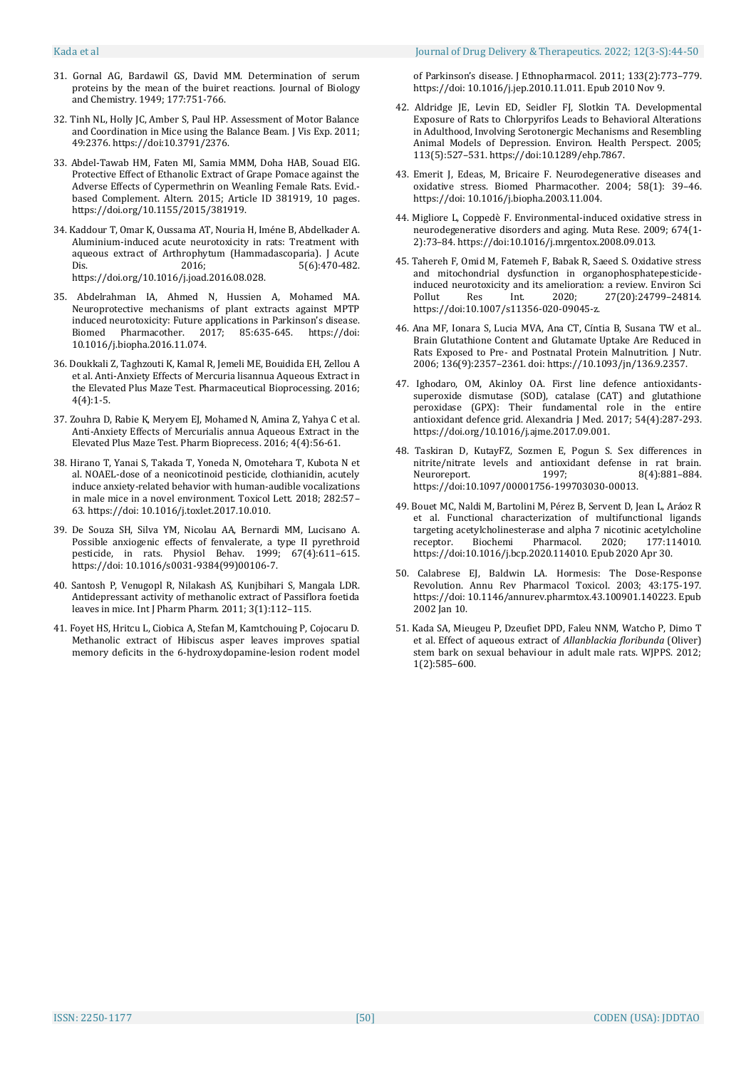31. Gornal AG, Bardawil GS, David MM. Determination of serum proteins by the mean of the buiret reactions. Journal of Biology and Chemistry. 1949; 177:751-766.

32. Tinh NL, Holly JC, Amber S, Paul HP. Assessment of Motor Balance and Coordination in Mice using the Balance Beam. J Vis Exp. 2011; 49:2376. https://doi:10.3791/2376.

33. Abdel-Tawab HM, Faten MI, Samia MMM, Doha HAB, Souad ElG. Protective Effect of Ethanolic Extract of Grape Pomace against the Adverse Effects of Cypermethrin on Weanling Female Rats. Evid.-based Complement. Altern. 2015; Article ID 381919, 10 pages. https://doi.org/10.1155/2015/381919.

34. Kaddour T, Omar K, Oussama AT, Nouria H, Iméne B, Abdelkader A. Aluminium-induced acute neurotoxicity in rats: Treatment with aqueous extract of Arthrophytum (Hammadascoparia). J Acute Dis. 2016; 5(6):470-482. https://doi.org/10.1016/j.joad.2016.08.028.

35. Abdelrahman IA, Ahmed N, Hussien A, Mohamed MA. Neuroprotective mechanisms of plant extracts against MPTP induced neurotoxicity: Future applications in Parkinson's disease. Biomed Pharmacother. 2017; 85:635-645. https://doi: 10.1016/j.biopha.2016.11.074.

36. Doukkali Z, Taghzouti K, Kamal R, Jemeli ME, Bouidida EH, Zellou A et al. Anti-Anxiety Effects of Mercuria lisannua Aqueous Extract in the Elevated Plus Maze Test. Pharmaceutical Bioprocessing. 2016; 4(4):1-5.

37. Zouhra D, Rabie K, Meryem EJ, Mohamed N, Amina Z, Yahya C et al. Anti-Anxiety Effects of Mercurialis annua Aqueous Extract in the Elevated Plus Maze Test. Pharm Bioprecess. 2016; 4(4):56-61.

38. Hirano T, Yanai S, Takada T, Yoneda N, Omotehara T, Kubota N et al. NOAEL-dose of a neonicotinoid pesticide, clothianidin, acutely induce anxiety-related behavior with human-audible vocalizations in male mice in a novel environment. Toxicol Lett. 2018; 282:57–63. https://doi: 10.1016/j.toxlet.2017.10.010.

39. De Souza SH, Silva YM, Nicolau AA, Bernardi MM, Lucisano A. Possible anxiogenic effects of fenvalerate, a type II pyrethroid pesticide, in rats. Physiol Behav. 1999; 67(4):611–615. https://doi: 10.1016/s0031-9384(99)00106-7.

40. Santosh P, Venugopl R, Nilakash AS, Kunjbihari S, Mangala LDR. Antidepressant activity of methanolic extract of Passiflora foetida leaves in mice. Int J Pharm Pharm. 2011; 3(1):112–115.

41. Foyet HS, Hritcu L, Ciobica A, Stefan M, Kamtchouing P, Cojocaru D. Methanolic extract of Hibiscus asper leaves improves spatial memory deficits in the 6-hydroxydopamine-lesion rodent model of Parkinson's disease. J Ethnopharmacol. 2011; 133(2):773–779. https://doi: 10.1016/j.jep.2010.11.011. Epub 2010 Nov 9.

42. Aldridge JE, Levin ED, Seidler FJ, Slotkin TA. Developmental Exposure of Rats to Chlorpyrifos Leads to Behavioral Alterations in Adulthood, Involving Serotonergic Mechanisms and Resembling Animal Models of Depression. Environ. Health Perspect. 2005; 113(5):527–531. https://doi:10.1289/ehp.7867.

43. Emerit J, Edeas, M, Bricaire F. Neurodegenerative diseases and oxidative stress. Biomed Pharmacother. 2004; 58(1): 39–46. https://doi: 10.1016/j.biopha.2003.11.004.

44. Migliore L, Coppedè F. Environmental-induced oxidative stress in neurodegenerative disorders and aging. Muta Rese. 2009; 674(1-2):73–84. https://doi:10.1016/j.mrgentox.2008.09.013.

45. Tahereh F, Omid M, Fatemeh F, Babak R, Saeed S. Oxidative stress and mitochondrial dysfunction in organophosphatepesticide-induced neurotoxicity and its amelioration: a review. Environ Sci Pollut Res Int. 2020; 27(20):24799–24814. https://doi:10.1007/s11356-020-09045-z.

46. Ana MF, Ionara S, Lucia MVA, Ana CT, Cíntia B, Susana TW et al.. Brain Glutathione Content and Glutamate Uptake Are Reduced in Rats Exposed to Pre- and Postnatal Protein Malnutrition. J Nutr. 2006; 136(9):2357–2361. doi: https://10.1093/jn/136.9.2357.

47. Ighodaro, OM, Akinloy OA. First line defence antioxidants-superoxide dismutase (SOD), catalase (CAT) and glutathione peroxidase (GPX): Their fundamental role in the entire antioxidant defence grid. Alexandria J Med. 2017; 54(4):287-293. https://doi.org/10.1016/j.ajme.2017.09.001.

48. Taskiran D, KutayFZ, Sozmen E, Pogun S. Sex differences in nitrite/nitrate levels and antioxidant defense in rat brain. Neuroreport. 1997; 8(4):881–884. https://doi:10.1097/00001756-199703030-00013.

49. Bouet MC, Naldi M, Bartolini M, Pérez B, Servent D, Jean L, Aráoz R et al. Functional characterization of multifunctional ligands targeting acetylcholinesterase and alpha 7 nicotinic acetylcholine receptor. Biochemi Pharmacol. 2020; 177:114010. https://doi:10.1016/j.bcp.2020.114010. Epub 2020 Apr 30.

50. Calabrese EJ, Baldwin LA. Hormesis: The Dose-Response Revolution. Annu Rev Pharmacol Toxicol. 2003; 43:175-197. https://doi: 10.1146/annurev.pharmtox.43.100901.140223. Epub 2002 Jan 10.

51. Kada SA, Mieugeu P, Dzeufiet DPD, Faleu NNM, Watcho P, Dimo T et al. Effect of aqueous extract of *Allanblackia floribunda* (Oliver) stem bark on sexual behaviour in adult male rats. WJPPS. 2012; 1(2):585–600.